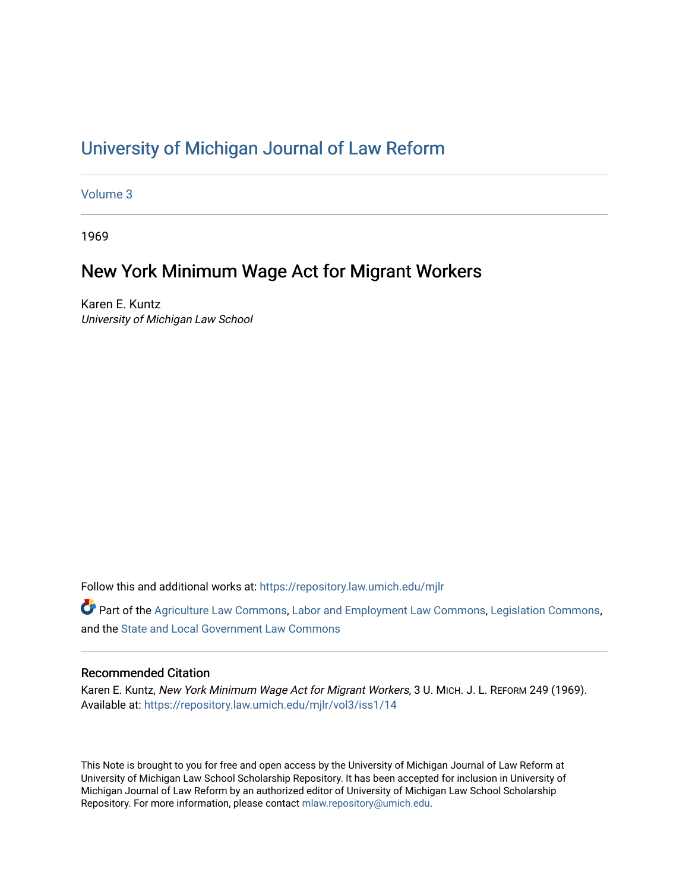# University of Michigan Journal of Law Reform

Volume 3

1969

## New York Minimum Wage Act for Migrant Workers

Karen E. Kuntz
*University of Michigan Law School*

Follow this and additional works at: https://repository.law.umich.edu/mjlr

Part of the Agriculture Law Commons, Labor and Employment Law Commons, Legislation Commons, and the State and Local Government Law Commons

### Recommended Citation

Karen E. Kuntz, *New York Minimum Wage Act for Migrant Workers*, 3 U. MICH. J. L. REFORM 249 (1969).
Available at: https://repository.law.umich.edu/mjlr/vol3/iss1/14

This Note is brought to you for free and open access by the University of Michigan Journal of Law Reform at University of Michigan Law School Scholarship Repository. It has been accepted for inclusion in University of Michigan Journal of Law Reform by an authorized editor of University of Michigan Law School Scholarship Repository. For more information, please contact mlaw.repository@umich.edu.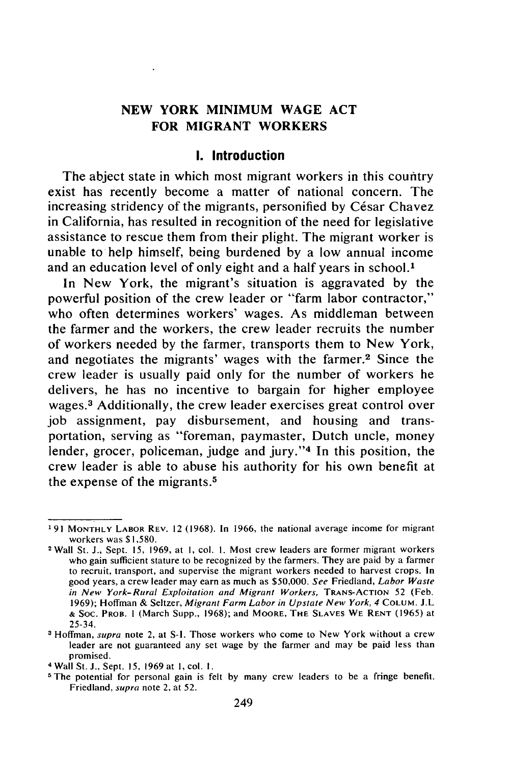# NEW YORK MINIMUM WAGE ACT FOR MIGRANT WORKERS

## I. Introduction

The abject state in which most migrant workers in this country exist has recently become a matter of national concern. The increasing stridency of the migrants, personified by César Chavez in California, has resulted in recognition of the need for legislative assistance to rescue them from their plight. The migrant worker is unable to help himself, being burdened by a low annual income and an education level of only eight and a half years in school.[1]

In New York, the migrant's situation is aggravated by the powerful position of the crew leader or "farm labor contractor," who often determines workers' wages. As middleman between the farmer and the workers, the crew leader recruits the number of workers needed by the farmer, transports them to New York, and negotiates the migrants' wages with the farmer.[2] Since the crew leader is usually paid only for the number of workers he delivers, he has no incentive to bargain for higher employee wages.[3] Additionally, the crew leader exercises great control over job assignment, pay disbursement, and housing and transportation, serving as "foreman, paymaster, Dutch uncle, money lender, grocer, policeman, judge and jury."[4] In this position, the crew leader is able to abuse his authority for his own benefit at the expense of the migrants.[5]

---

[1] 91 MONTHLY LABOR REV. 12 (1968). In 1966, the national average income for migrant workers was $1,580.

[2] Wall St. J., Sept. 15, 1969, at 1, col. 1. Most crew leaders are former migrant workers who gain sufficient stature to be recognized by the farmers. They are paid by a farmer to recruit, transport, and supervise the migrant workers needed to harvest crops. In good years, a crew leader may earn as much as $50,000. *See* Friedland, *Labor Waste in New York-Rural Exploitation and Migrant Workers*, TRANS-ACTION 52 (Feb. 1969); Hoffman & Seltzer, *Migrant Farm Labor in Upstate New York*, 4 COLUM. J.L & SOC. PROB. 1 (March Supp., 1968); and MOORE, THE SLAVES WE RENT (1965) at 25-34.

[3] Hoffman, *supra* note 2, at S-1. Those workers who come to New York without a crew leader are not guaranteed any set wage by the farmer and may be paid less than promised.

[4] Wall St. J., Sept. 15, 1969 at 1, col. 1.

[5] The potential for personal gain is felt by many crew leaders to be a fringe benefit. Friedland, *supra* note 2, at 52.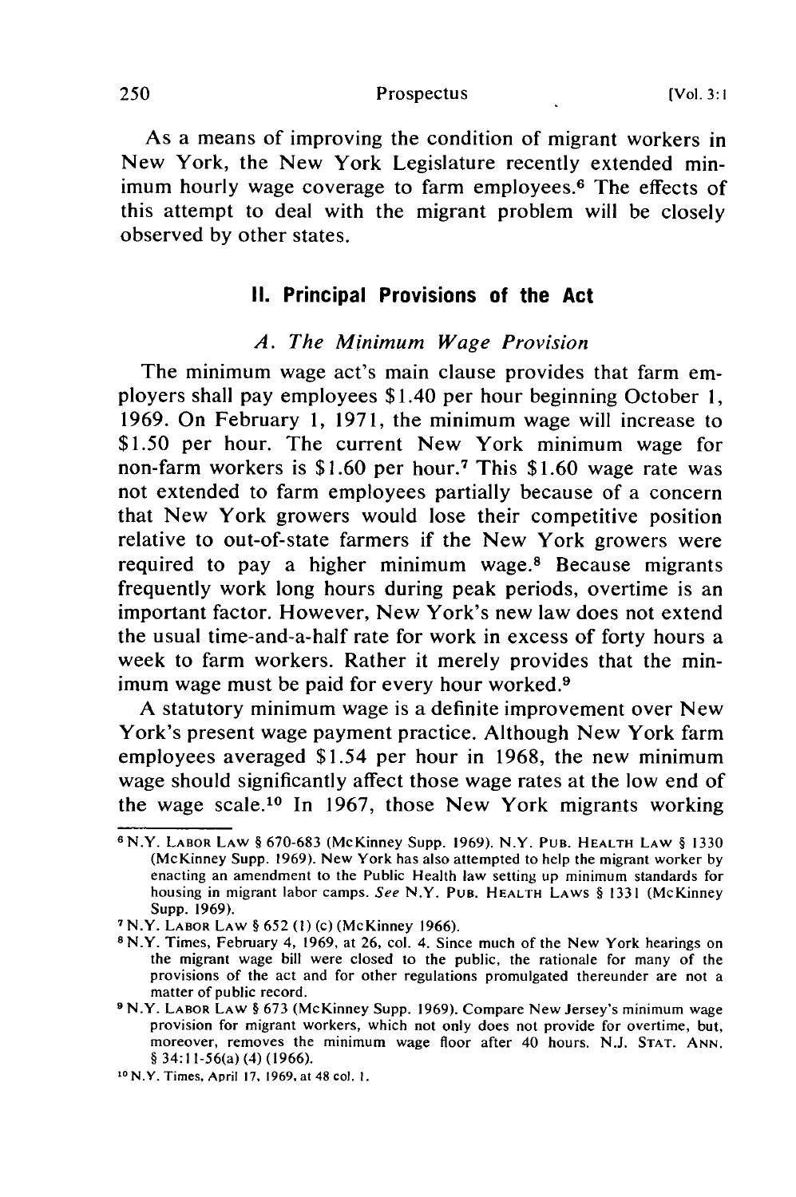As a means of improving the condition of migrant workers in New York, the New York Legislature recently extended minimum hourly wage coverage to farm employees.[6] The effects of this attempt to deal with the migrant problem will be closely observed by other states.

## II. Principal Provisions of the Act

### *A. The Minimum Wage Provision*

The minimum wage act's main clause provides that farm employers shall pay employees $1.40 per hour beginning October 1, 1969. On February 1, 1971, the minimum wage will increase to $1.50 per hour. The current New York minimum wage for non-farm workers is $1.60 per hour.[7] This $1.60 wage rate was not extended to farm employees partially because of a concern that New York growers would lose their competitive position relative to out-of-state farmers if the New York growers were required to pay a higher minimum wage.[8] Because migrants frequently work long hours during peak periods, overtime is an important factor. However, New York's new law does not extend the usual time-and-a-half rate for work in excess of forty hours a week to farm workers. Rather it merely provides that the minimum wage must be paid for every hour worked.[9]

A statutory minimum wage is a definite improvement over New York's present wage payment practice. Although New York farm employees averaged $1.54 per hour in 1968, the new minimum wage should significantly affect those wage rates at the low end of the wage scale.[10] In 1967, those New York migrants working

---

[6] N.Y. LABOR LAW § 670-683 (McKinney Supp. 1969). N.Y. PUB. HEALTH LAW § 1330 (McKinney Supp. 1969). New York has also attempted to help the migrant worker by enacting an amendment to the Public Health law setting up minimum standards for housing in migrant labor camps. *See* N.Y. PUB. HEALTH LAWS § 1331 (McKinney Supp. 1969).

[7] N.Y. LABOR LAW § 652 (1) (c) (McKinney 1966).

[8] N.Y. Times, February 4, 1969, at 26, col. 4. Since much of the New York hearings on the migrant wage bill were closed to the public, the rationale for many of the provisions of the act and for other regulations promulgated thereunder are not a matter of public record.

[9] N.Y. LABOR LAW § 673 (McKinney Supp. 1969). Compare New Jersey's minimum wage provision for migrant workers, which not only does not provide for overtime, but, moreover, removes the minimum wage floor after 40 hours. N.J. STAT. ANN. § 34:11-56(a) (4) (1966).

[10] N.Y. Times, April 17, 1969, at 48 col. 1.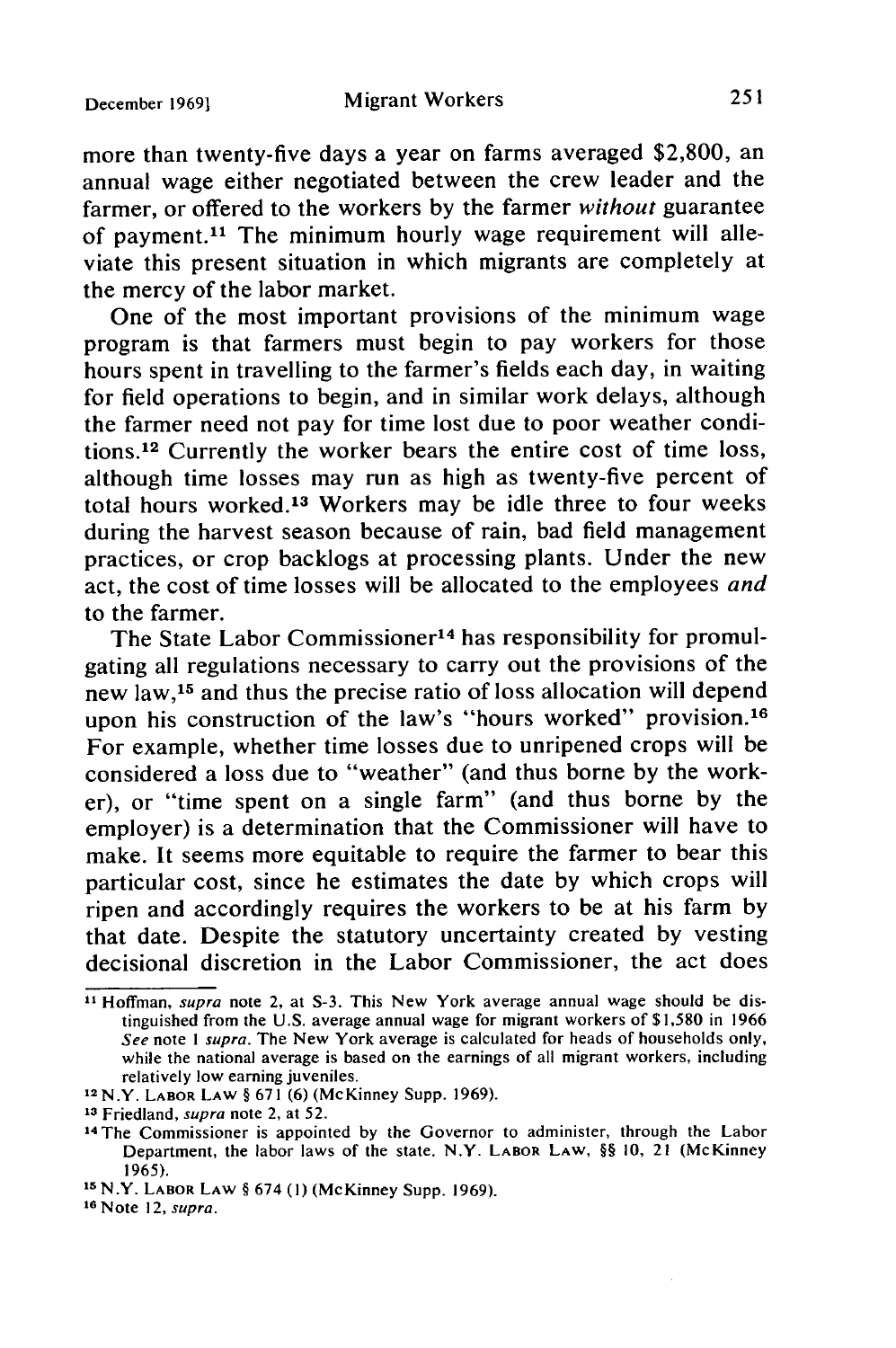more than twenty-five days a year on farms averaged $2,800, an annual wage either negotiated between the crew leader and the farmer, or offered to the workers by the farmer *without* guarantee of payment.[11] The minimum hourly wage requirement will alleviate this present situation in which migrants are completely at the mercy of the labor market.

One of the most important provisions of the minimum wage program is that farmers must begin to pay workers for those hours spent in travelling to the farmer's fields each day, in waiting for field operations to begin, and in similar work delays, although the farmer need not pay for time lost due to poor weather conditions.[12] Currently the worker bears the entire cost of time loss, although time losses may run as high as twenty-five percent of total hours worked.[13] Workers may be idle three to four weeks during the harvest season because of rain, bad field management practices, or crop backlogs at processing plants. Under the new act, the cost of time losses will be allocated to the employees *and* to the farmer.

The State Labor Commissioner[14] has responsibility for promulgating all regulations necessary to carry out the provisions of the new law,[15] and thus the precise ratio of loss allocation will depend upon his construction of the law's "hours worked" provision.[16] For example, whether time losses due to unripened crops will be considered a loss due to "weather" (and thus borne by the worker), or "time spent on a single farm" (and thus borne by the employer) is a determination that the Commissioner will have to make. It seems more equitable to require the farmer to bear this particular cost, since he estimates the date by which crops will ripen and accordingly requires the workers to be at his farm by that date. Despite the statutory uncertainty created by vesting decisional discretion in the Labor Commissioner, the act does

---

[11] Hoffman, *supra* note 2, at S-3. This New York average annual wage should be distinguished from the U.S. average annual wage for migrant workers of $1,580 in 1966 *See* note 1 *supra*. The New York average is calculated for heads of households only, while the national average is based on the earnings of all migrant workers, including relatively low earning juveniles.

[12] N.Y. LABOR LAW § 671 (6) (McKinney Supp. 1969).

[13] Friedland, *supra* note 2, at 52.

[14] The Commissioner is appointed by the Governor to administer, through the Labor Department, the labor laws of the state. N.Y. LABOR LAW, §§ 10, 21 (McKinney 1965).

[15] N.Y. LABOR LAW § 674 (1) (McKinney Supp. 1969).

[16] Note 12, *supra*.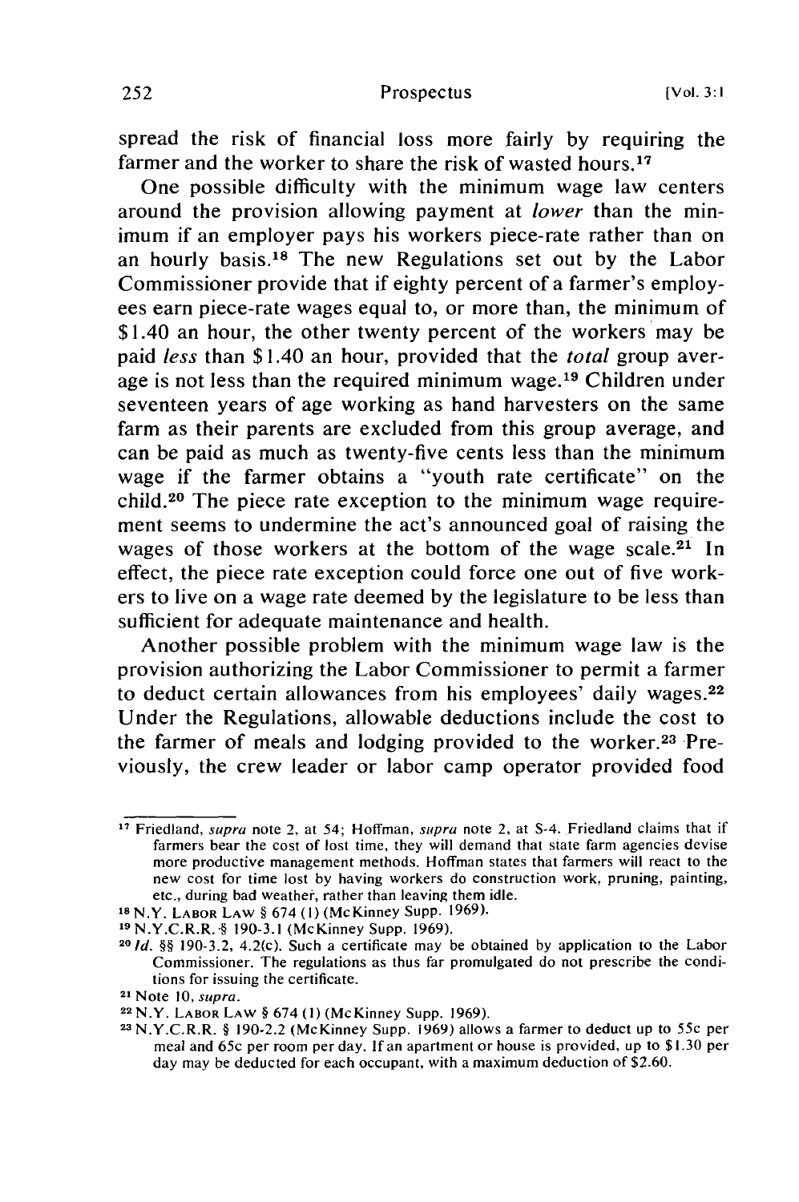spread the risk of financial loss more fairly by requiring the farmer and the worker to share the risk of wasted hours.[17]

One possible difficulty with the minimum wage law centers around the provision allowing payment at *lower* than the minimum if an employer pays his workers piece-rate rather than on an hourly basis.[18] The new Regulations set out by the Labor Commissioner provide that if eighty percent of a farmer's employees earn piece-rate wages equal to, or more than, the minimum of $1.40 an hour, the other twenty percent of the workers may be paid *less* than $1.40 an hour, provided that the *total* group average is not less than the required minimum wage.[19] Children under seventeen years of age working as hand harvesters on the same farm as their parents are excluded from this group average, and can be paid as much as twenty-five cents less than the minimum wage if the farmer obtains a "youth rate certificate" on the child.[20] The piece rate exception to the minimum wage requirement seems to undermine the act's announced goal of raising the wages of those workers at the bottom of the wage scale.[21] In effect, the piece rate exception could force one out of five workers to live on a wage rate deemed by the legislature to be less than sufficient for adequate maintenance and health.

Another possible problem with the minimum wage law is the provision authorizing the Labor Commissioner to permit a farmer to deduct certain allowances from his employees' daily wages.[22] Under the Regulations, allowable deductions include the cost to the farmer of meals and lodging provided to the worker.[23] Previously, the crew leader or labor camp operator provided food

---

[17] Friedland, *supra* note 2, at 54; Hoffman, *supra* note 2, at S-4. Friedland claims that if farmers bear the cost of lost time, they will demand that state farm agencies devise more productive management methods. Hoffman states that farmers will react to the new cost for time lost by having workers do construction work, pruning, painting, etc., during bad weather, rather than leaving them idle.

[18] N.Y. LABOR LAW § 674 (1) (McKinney Supp. 1969).

[19] N.Y.C.R.R. § 190-3.1 (McKinney Supp. 1969).

[20] *Id.* §§ 190-3.2, 4.2(c). Such a certificate may be obtained by application to the Labor Commissioner. The regulations as thus far promulgated do not prescribe the conditions for issuing the certificate.

[21] Note 10, *supra*.

[22] N.Y. LABOR LAW § 674 (1) (McKinney Supp. 1969).

[23] N.Y.C.R.R. § 190-2.2 (McKinney Supp. 1969) allows a farmer to deduct up to 55c per meal and 65c per room per day. If an apartment or house is provided, up to $1.30 per day may be deducted for each occupant, with a maximum deduction of $2.60.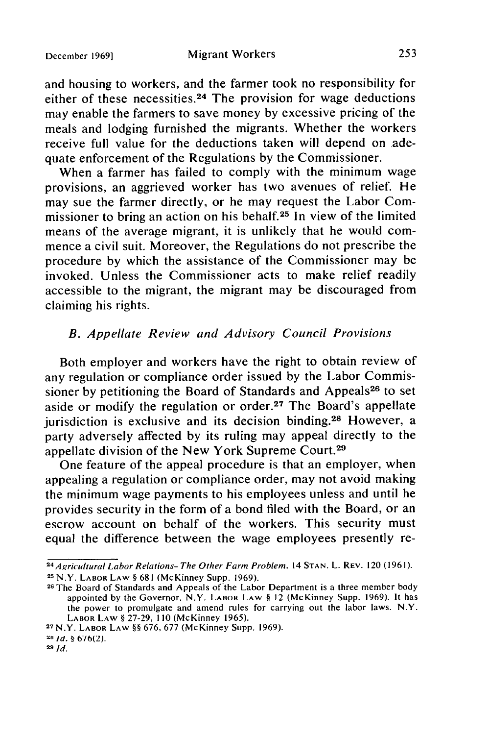and housing to workers, and the farmer took no responsibility for either of these necessities.[24] The provision for wage deductions may enable the farmers to save money by excessive pricing of the meals and lodging furnished the migrants. Whether the workers receive full value for the deductions taken will depend on adequate enforcement of the Regulations by the Commissioner.

When a farmer has failed to comply with the minimum wage provisions, an aggrieved worker has two avenues of relief. He may sue the farmer directly, or he may request the Labor Commissioner to bring an action on his behalf.[25] In view of the limited means of the average migrant, it is unlikely that he would commence a civil suit. Moreover, the Regulations do not prescribe the procedure by which the assistance of the Commissioner may be invoked. Unless the Commissioner acts to make relief readily accessible to the migrant, the migrant may be discouraged from claiming his rights.

### *B. Appellate Review and Advisory Council Provisions*

Both employer and workers have the right to obtain review of any regulation or compliance order issued by the Labor Commissioner by petitioning the Board of Standards and Appeals[26] to set aside or modify the regulation or order.[27] The Board's appellate jurisdiction is exclusive and its decision binding.[28] However, a party adversely affected by its ruling may appeal directly to the appellate division of the New York Supreme Court.[29]

One feature of the appeal procedure is that an employer, when appealing a regulation or compliance order, may not avoid making the minimum wage payments to his employees unless and until he provides security in the form of a bond filed with the Board, or an escrow account on behalf of the workers. This security must equal the difference between the wage employees presently re-

---

[24] *Agricultural Labor Relations- The Other Farm Problem.* 14 STAN. L. REV. 120 (1961).

[25] N.Y. LABOR LAW § 681 (McKinney Supp. 1969).

[26] The Board of Standards and Appeals of the Labor Department is a three member body appointed by the Governor. N.Y. LABOR LAW § 12 (McKinney Supp. 1969). It has the power to promulgate and amend rules for carrying out the labor laws. N.Y. LABOR LAW § 27-29, 110 (McKinney 1965).

[27] N.Y. LABOR LAW §§ 676, 677 (McKinney Supp. 1969).

[28] *Id.* § 676(2).

[29] *Id.*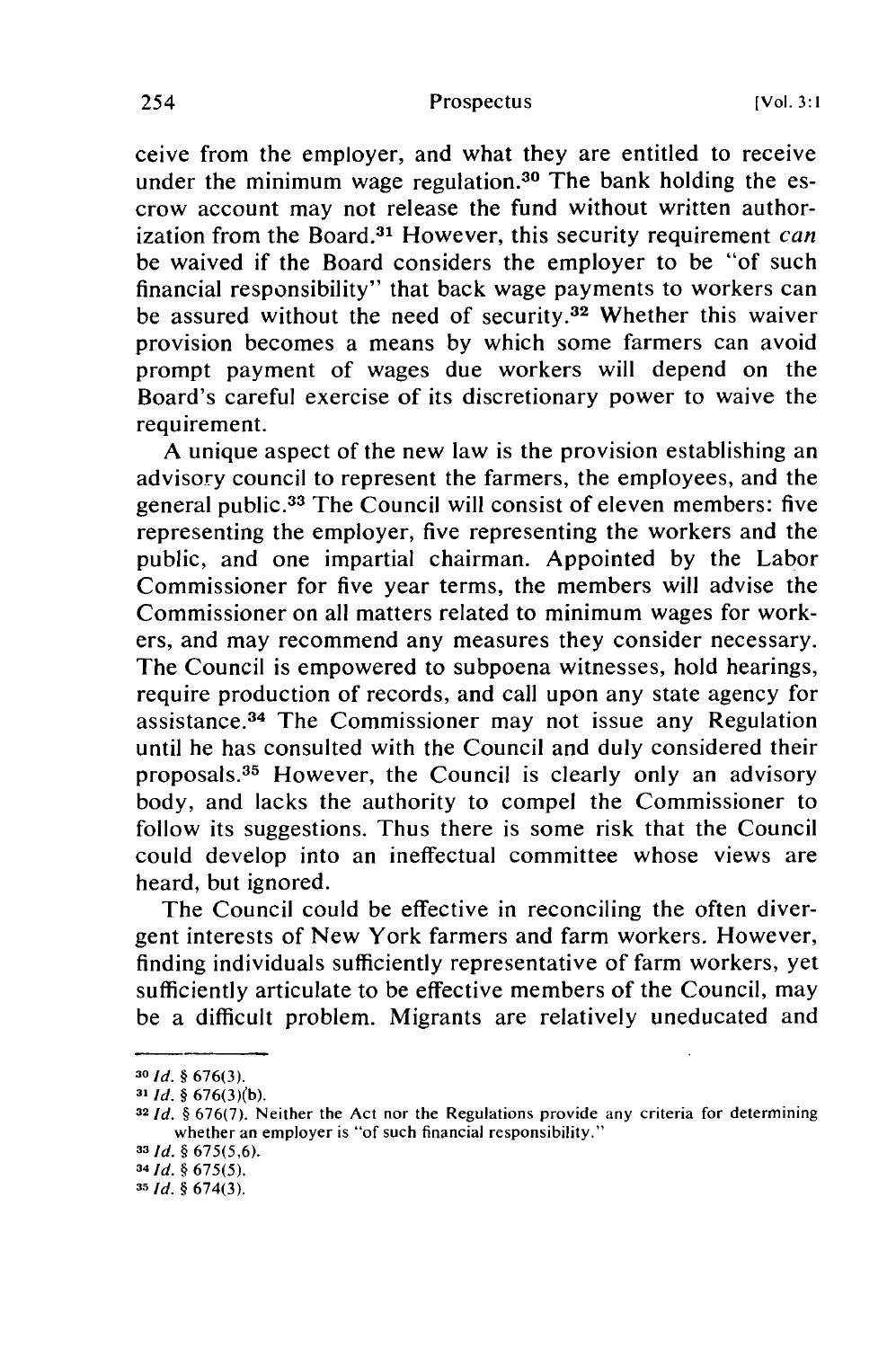ceive from the employer, and what they are entitled to receive under the minimum wage regulation.[30] The bank holding the escrow account may not release the fund without written authorization from the Board.[31] However, this security requirement *can* be waived if the Board considers the employer to be "of such financial responsibility" that back wage payments to workers can be assured without the need of security.[32] Whether this waiver provision becomes a means by which some farmers can avoid prompt payment of wages due workers will depend on the Board's careful exercise of its discretionary power to waive the requirement.

A unique aspect of the new law is the provision establishing an advisory council to represent the farmers, the employees, and the general public.[33] The Council will consist of eleven members: five representing the employer, five representing the workers and the public, and one impartial chairman. Appointed by the Labor Commissioner for five year terms, the members will advise the Commissioner on all matters related to minimum wages for workers, and may recommend any measures they consider necessary. The Council is empowered to subpoena witnesses, hold hearings, require production of records, and call upon any state agency for assistance.[34] The Commissioner may not issue any Regulation until he has consulted with the Council and duly considered their proposals.[35] However, the Council is clearly only an advisory body, and lacks the authority to compel the Commissioner to follow its suggestions. Thus there is some risk that the Council could develop into an ineffectual committee whose views are heard, but ignored.

The Council could be effective in reconciling the often divergent interests of New York farmers and farm workers. However, finding individuals sufficiently representative of farm workers, yet sufficiently articulate to be effective members of the Council, may be a difficult problem. Migrants are relatively uneducated and

---

[30] *Id.* § 676(3).

[31] *Id.* § 676(3)(b).

[32] *Id.* § 676(7). Neither the Act nor the Regulations provide any criteria for determining whether an employer is "of such financial responsibility."

[33] *Id.* § 675(5,6).

[34] *Id.* § 675(5).

[35] *Id.* § 674(3).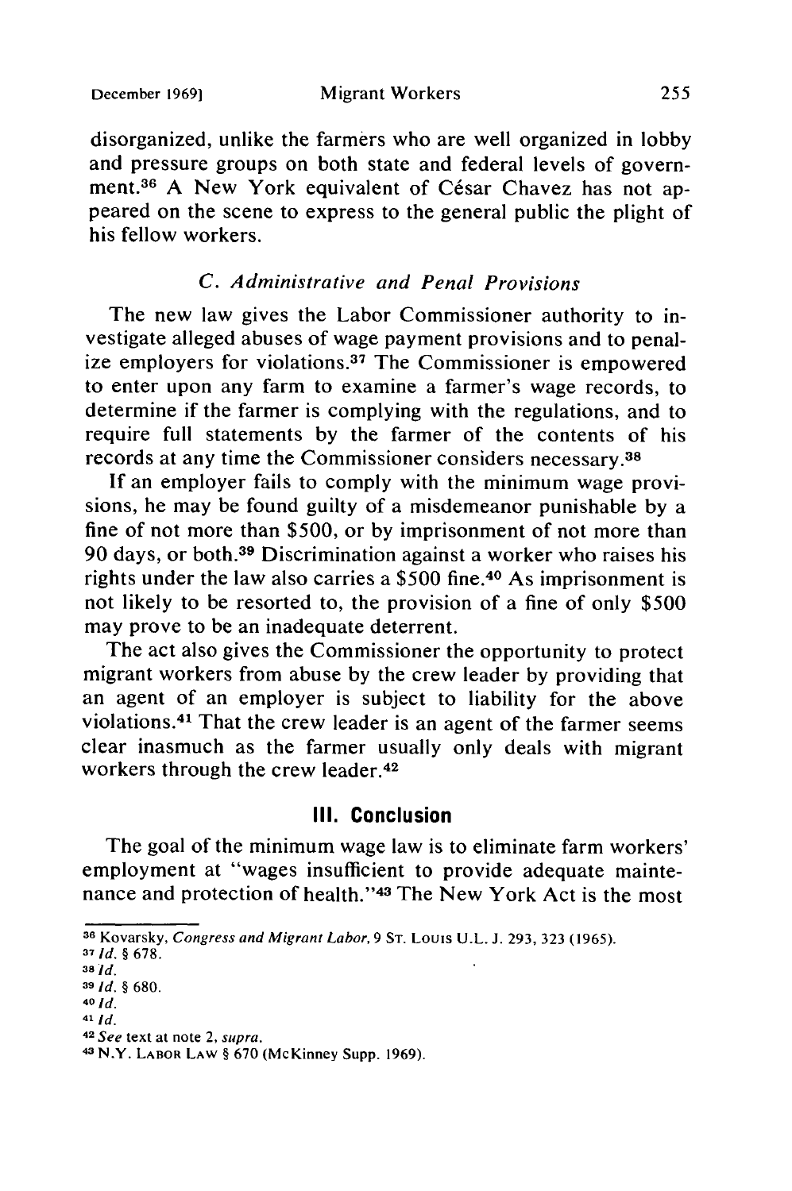disorganized, unlike the farmers who are well organized in lobby and pressure groups on both state and federal levels of government.[36] A New York equivalent of César Chavez has not appeared on the scene to express to the general public the plight of his fellow workers.

### *C. Administrative and Penal Provisions*

The new law gives the Labor Commissioner authority to investigate alleged abuses of wage payment provisions and to penalize employers for violations.[37] The Commissioner is empowered to enter upon any farm to examine a farmer's wage records, to determine if the farmer is complying with the regulations, and to require full statements by the farmer of the contents of his records at any time the Commissioner considers necessary.[38]

If an employer fails to comply with the minimum wage provisions, he may be found guilty of a misdemeanor punishable by a fine of not more than $500, or by imprisonment of not more than 90 days, or both.[39] Discrimination against a worker who raises his rights under the law also carries a $500 fine.[40] As imprisonment is not likely to be resorted to, the provision of a fine of only $500 may prove to be an inadequate deterrent.

The act also gives the Commissioner the opportunity to protect migrant workers from abuse by the crew leader by providing that an agent of an employer is subject to liability for the above violations.[41] That the crew leader is an agent of the farmer seems clear inasmuch as the farmer usually only deals with migrant workers through the crew leader.[42]

## III. Conclusion

The goal of the minimum wage law is to eliminate farm workers' employment at "wages insufficient to provide adequate maintenance and protection of health."[43] The New York Act is the most

---

[36] Kovarsky, *Congress and Migrant Labor,* 9 ST. LOUIS U.L. J. 293, 323 (1965).
[37] *Id.* § 678.
[38] *Id.*
[39] *Id.* § 680.
[40] *Id.*
[41] *Id.*
[42] *See* text at note 2, *supra.*
[43] N.Y. LABOR LAW § 670 (McKinney Supp. 1969).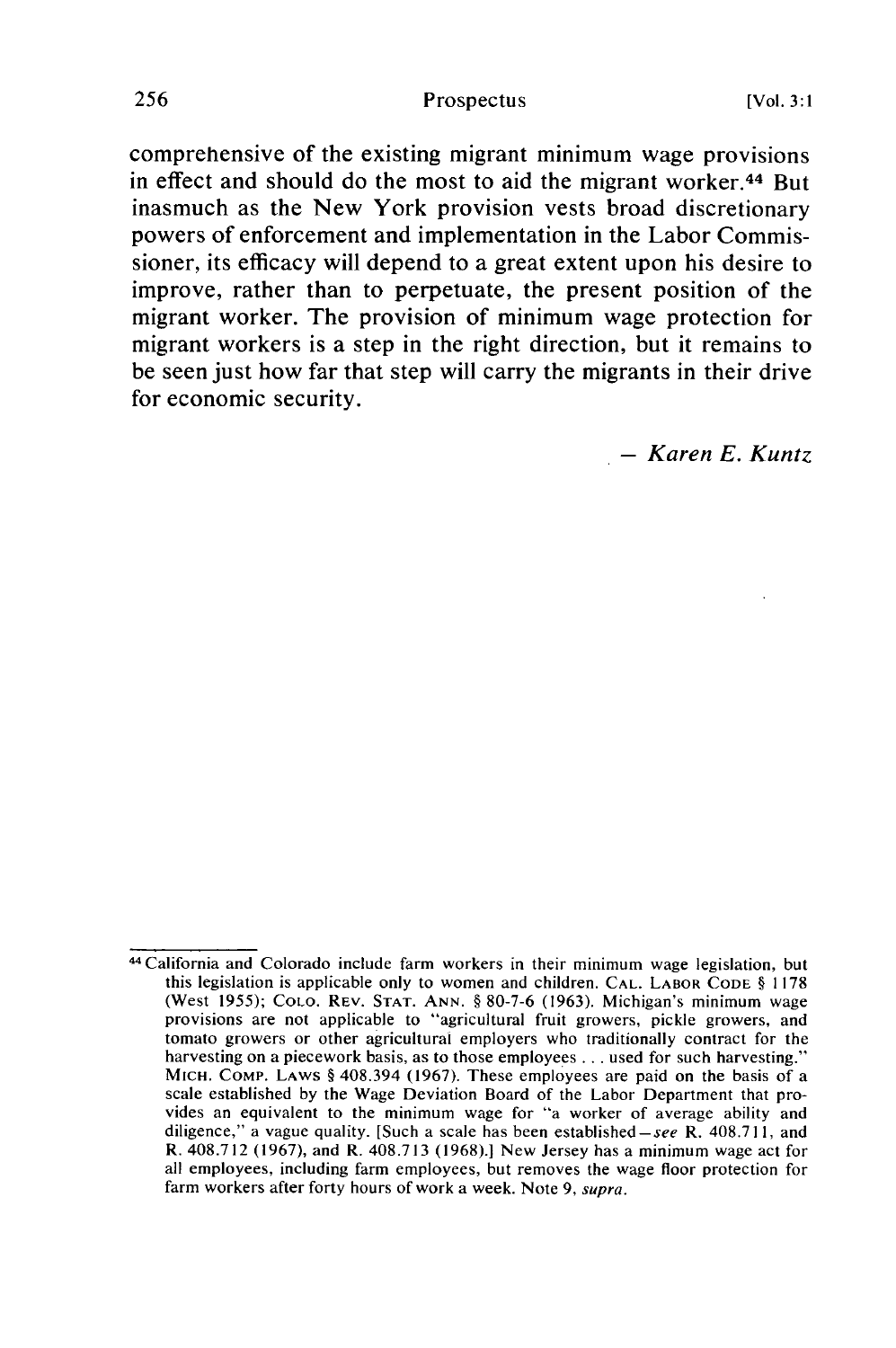comprehensive of the existing migrant minimum wage provisions in effect and should do the most to aid the migrant worker.[44] But inasmuch as the New York provision vests broad discretionary powers of enforcement and implementation in the Labor Commissioner, its efficacy will depend to a great extent upon his desire to improve, rather than to perpetuate, the present position of the migrant worker. The provision of minimum wage protection for migrant workers is a step in the right direction, but it remains to be seen just how far that step will carry the migrants in their drive for economic security.

— *Karen E. Kuntz*

---

[44] California and Colorado include farm workers in their minimum wage legislation, but this legislation is applicable only to women and children. CAL. LABOR CODE § 1178 (West 1955); COLO. REV. STAT. ANN. § 80-7-6 (1963). Michigan's minimum wage provisions are not applicable to "agricultural fruit growers, pickle growers, and tomato growers or other agricultural employers who traditionally contract for the harvesting on a piecework basis, as to those employees . . . used for such harvesting." MICH. COMP. LAWS § 408.394 (1967). These employees are paid on the basis of a scale established by the Wage Deviation Board of the Labor Department that provides an equivalent to the minimum wage for "a worker of average ability and diligence," a vague quality. [Such a scale has been established—*see* R. 408.711, and R. 408.712 (1967), and R. 408.713 (1968).] New Jersey has a minimum wage act for all employees, including farm employees, but removes the wage floor protection for farm workers after forty hours of work a week. Note 9, *supra*.